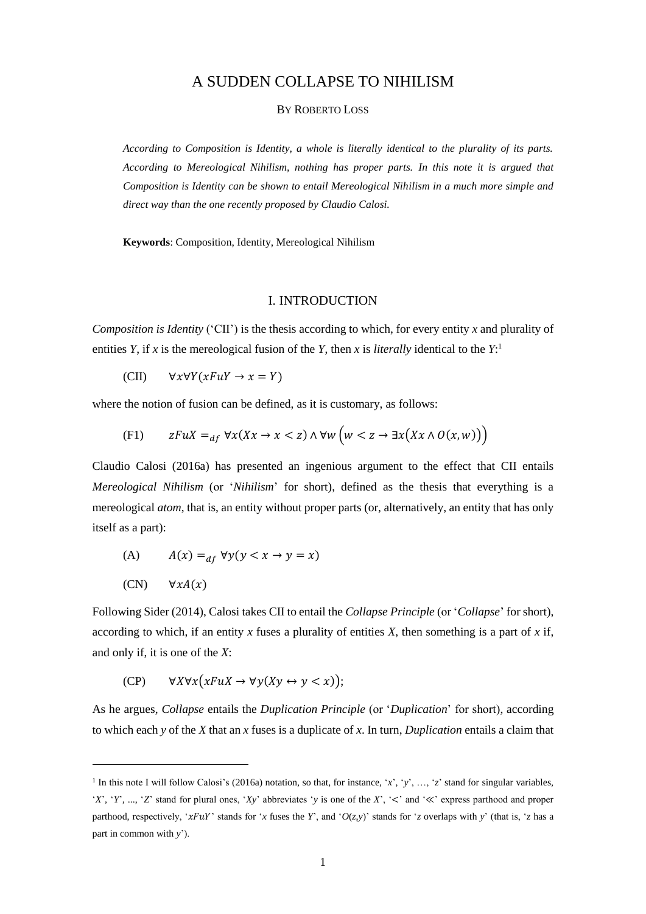# A SUDDEN COLLAPSE TO NIHILISM

BY ROBERTO LOSS

*According to Composition is Identity, a whole is literally identical to the plurality of its parts. According to Mereological Nihilism, nothing has proper parts. In this note it is argued that Composition is Identity can be shown to entail Mereological Nihilism in a much more simple and direct way than the one recently proposed by Claudio Calosi.*

**Keywords**: Composition, Identity, Mereological Nihilism

## I. INTRODUCTION

*Composition is Identity* ('CII') is the thesis according to which, for every entity *x* and plurality of entities *Y*, if *x* is the mereological fusion of the *Y*, then *x* is *literally* identical to the *Y*:[1]

(CII) $\forall x \forall Y (xFuY \rightarrow x = Y)$

where the notion of fusion can be defined, as it is customary, as follows:

(F1) $zFuX =_{df} \forall x(Xx \rightarrow x < z) \wedge \forall w \left(w < z \rightarrow \exists x\left(Xx \wedge O(x,w)\right)\right)$

Claudio Calosi (2016a) has presented an ingenious argument to the effect that CII entails *Mereological Nihilism* (or '*Nihilism*' for short), defined as the thesis that everything is a mereological *atom*, that is, an entity without proper parts (or, alternatively, an entity that has only itself as a part):

(A) $A(x) =_{df} \forall y(y < x \rightarrow y = x)$

(CN) $\forall x A(x)$

Following Sider (2014), Calosi takes CII to entail the *Collapse Principle* (or '*Collapse*' for short), according to which, if an entity *x* fuses a plurality of entities *X*, then something is a part of *x* if, and only if, it is one of the *X*:

(CP) $\forall X \forall x\left(xFuX \rightarrow \forall y(Xy \leftrightarrow y < x)\right)$;

As he argues, *Collapse* entails the *Duplication Principle* (or '*Duplication*' for short), according to which each *y* of the *X* that an *x* fuses is a duplicate of *x*. In turn, *Duplication* entails a claim that

[1] In this note I will follow Calosi's (2016a) notation, so that, for instance, '*x*', '*y*', …, '*z*' stand for singular variables, '*X*', '*Y*', ..., '*Z*' stand for plural ones, '*Xy*' abbreviates '*y* is one of the *X*', '<' and '≪' express parthood and proper parthood, respectively, '*xFuY*' stands for '*x* fuses the *Y*', and '*O*(*z*,*y*)' stands for '*z* overlaps with *y*' (that is, '*z* has a part in common with *y*').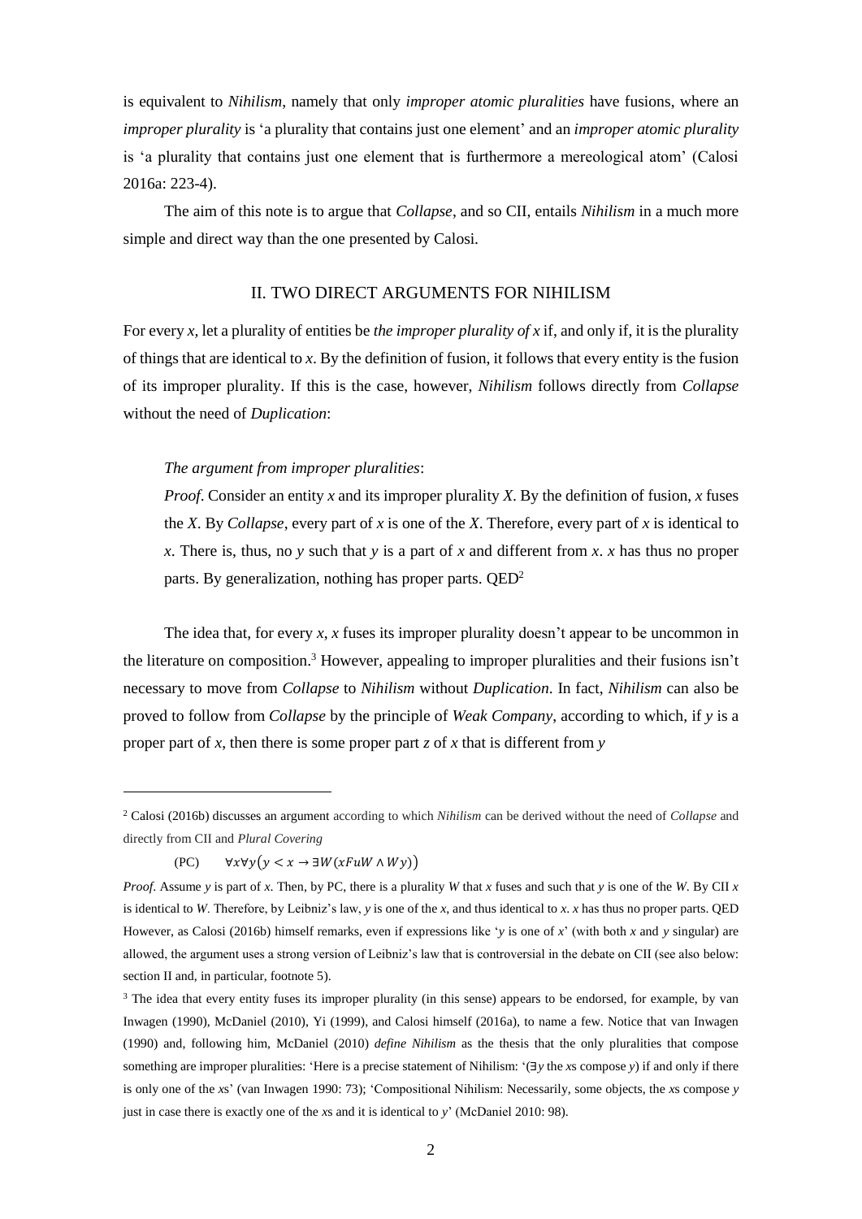is equivalent to *Nihilism*, namely that only *improper atomic pluralities* have fusions, where an *improper plurality* is 'a plurality that contains just one element' and an *improper atomic plurality* is 'a plurality that contains just one element that is furthermore a mereological atom' (Calosi 2016a: 223-4).

The aim of this note is to argue that *Collapse*, and so CII, entails *Nihilism* in a much more simple and direct way than the one presented by Calosi.

## II. TWO DIRECT ARGUMENTS FOR NIHILISM

For every *x*, let a plurality of entities be *the improper plurality of x* if, and only if, it is the plurality of things that are identical to *x*. By the definition of fusion, it follows that every entity is the fusion of its improper plurality. If this is the case, however, *Nihilism* follows directly from *Collapse* without the need of *Duplication*:

> *The argument from improper pluralities*:
>
> *Proof*. Consider an entity *x* and its improper plurality *X*. By the definition of fusion, *x* fuses the *X*. By *Collapse*, every part of *x* is one of the *X*. Therefore, every part of *x* is identical to *x*. There is, thus, no *y* such that *y* is a part of *x* and different from *x*. *x* has thus no proper parts. By generalization, nothing has proper parts. QED[2]

The idea that, for every *x*, *x* fuses its improper plurality doesn't appear to be uncommon in the literature on composition.[3] However, appealing to improper pluralities and their fusions isn't necessary to move from *Collapse* to *Nihilism* without *Duplication*. In fact, *Nihilism* can also be proved to follow from *Collapse* by the principle of *Weak Company*, according to which, if *y* is a proper part of *x*, then there is some proper part *z* of *x* that is different from *y*

---

[2] Calosi (2016b) discusses an argument according to which *Nihilism* can be derived without the need of *Collapse* and directly from CII and *Plural Covering*

(PC) $\forall x \forall y (y < x \rightarrow \exists W (xFuW \land Wy))$

*Proof*. Assume *y* is part of *x*. Then, by PC, there is a plurality *W* that *x* fuses and such that *y* is one of the *W*. By CII *x* is identical to *W*. Therefore, by Leibniz's law, *y* is one of the *x*, and thus identical to *x*. *x* has thus no proper parts. QED However, as Calosi (2016b) himself remarks, even if expressions like '*y* is one of *x*' (with both *x* and *y* singular) are allowed, the argument uses a strong version of Leibniz's law that is controversial in the debate on CII (see also below: section II and, in particular, footnote 5).

[3] The idea that every entity fuses its improper plurality (in this sense) appears to be endorsed, for example, by van Inwagen (1990), McDaniel (2010), Yi (1999), and Calosi himself (2016a), to name a few. Notice that van Inwagen (1990) and, following him, McDaniel (2010) *define Nihilism* as the thesis that the only pluralities that compose something are improper pluralities: 'Here is a precise statement of Nihilism: '(∃*y* the *x*s compose *y*) if and only if there is only one of the *x*s' (van Inwagen 1990: 73); 'Compositional Nihilism: Necessarily, some objects, the *x*s compose *y* just in case there is exactly one of the *x*s and it is identical to *y*' (McDaniel 2010: 98).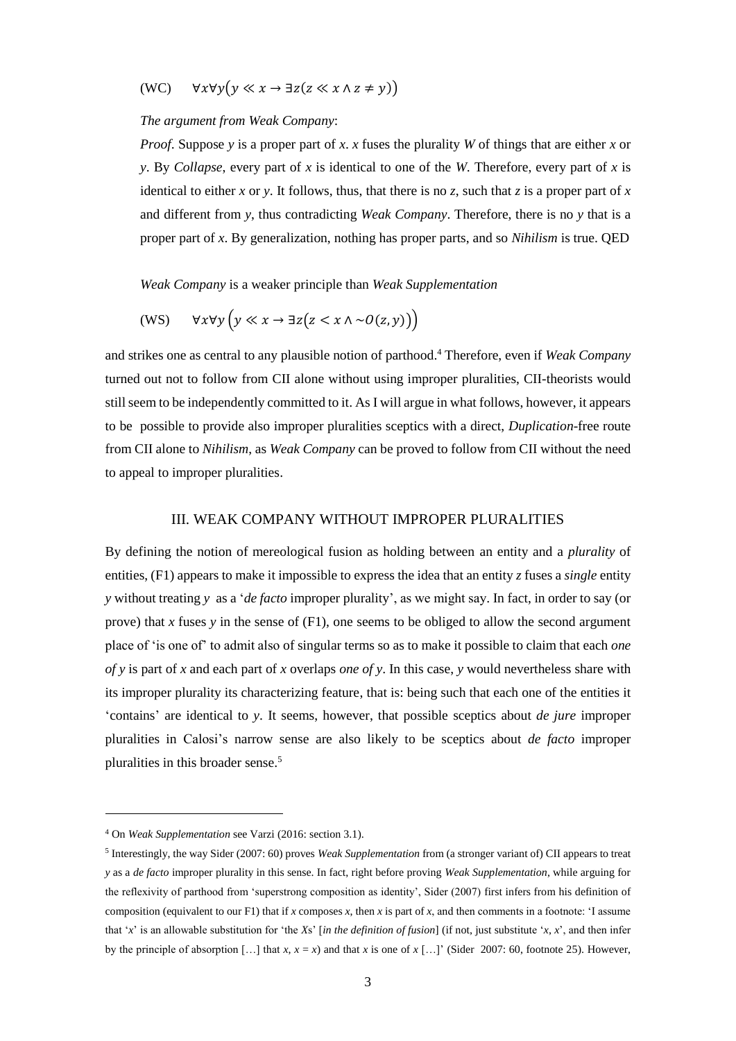(WC) $\forall x \forall y (y \ll x \rightarrow \exists z (z \ll x \wedge z \neq y))$

*The argument from Weak Company*:

*Proof*. Suppose *y* is a proper part of *x*. *x* fuses the plurality *W* of things that are either *x* or *y*. By *Collapse*, every part of *x* is identical to one of the *W*. Therefore, every part of *x* is identical to either *x* or *y*. It follows, thus, that there is no *z*, such that *z* is a proper part of *x* and different from *y*, thus contradicting *Weak Company*. Therefore, there is no *y* that is a proper part of *x*. By generalization, nothing has proper parts, and so *Nihilism* is true. QED

*Weak Company* is a weaker principle than *Weak Supplementation*

(WS) $\forall x \forall y \left(y \ll x \rightarrow \exists z \left(z < x \wedge \sim O(z, y)\right)\right)$

and strikes one as central to any plausible notion of parthood.[4] Therefore, even if *Weak Company* turned out not to follow from CII alone without using improper pluralities, CII-theorists would still seem to be independently committed to it. As I will argue in what follows, however, it appears to be possible to provide also improper pluralities sceptics with a direct, *Duplication*-free route from CII alone to *Nihilism*, as *Weak Company* can be proved to follow from CII without the need to appeal to improper pluralities.

## III. WEAK COMPANY WITHOUT IMPROPER PLURALITIES

By defining the notion of mereological fusion as holding between an entity and a *plurality* of entities, (F1) appears to make it impossible to express the idea that an entity *z* fuses a *single* entity *y* without treating *y* as a '*de facto* improper plurality', as we might say. In fact, in order to say (or prove) that *x* fuses *y* in the sense of (F1), one seems to be obliged to allow the second argument place of 'is one of' to admit also of singular terms so as to make it possible to claim that each *one of y* is part of *x* and each part of *x* overlaps *one of y*. In this case, *y* would nevertheless share with its improper plurality its characterizing feature, that is: being such that each one of the entities it 'contains' are identical to *y*. It seems, however, that possible sceptics about *de jure* improper pluralities in Calosi's narrow sense are also likely to be sceptics about *de facto* improper pluralities in this broader sense.[5]

---

[4] On *Weak Supplementation* see Varzi (2016: section 3.1).

[5] Interestingly, the way Sider (2007: 60) proves *Weak Supplementation* from (a stronger variant of) CII appears to treat *y* as a *de facto* improper plurality in this sense. In fact, right before proving *Weak Supplementation*, while arguing for the reflexivity of parthood from 'superstrong composition as identity', Sider (2007) first infers from his definition of composition (equivalent to our F1) that if *x* composes *x*, then *x* is part of *x*, and then comments in a footnote: 'I assume that '*x*' is an allowable substitution for 'the *X*s' [*in the definition of fusion*] (if not, just substitute '*x*, *x*', and then infer by the principle of absorption […] that *x*, *x* = *x*) and that *x* is one of *x* […]' (Sider 2007: 60, footnote 25). However,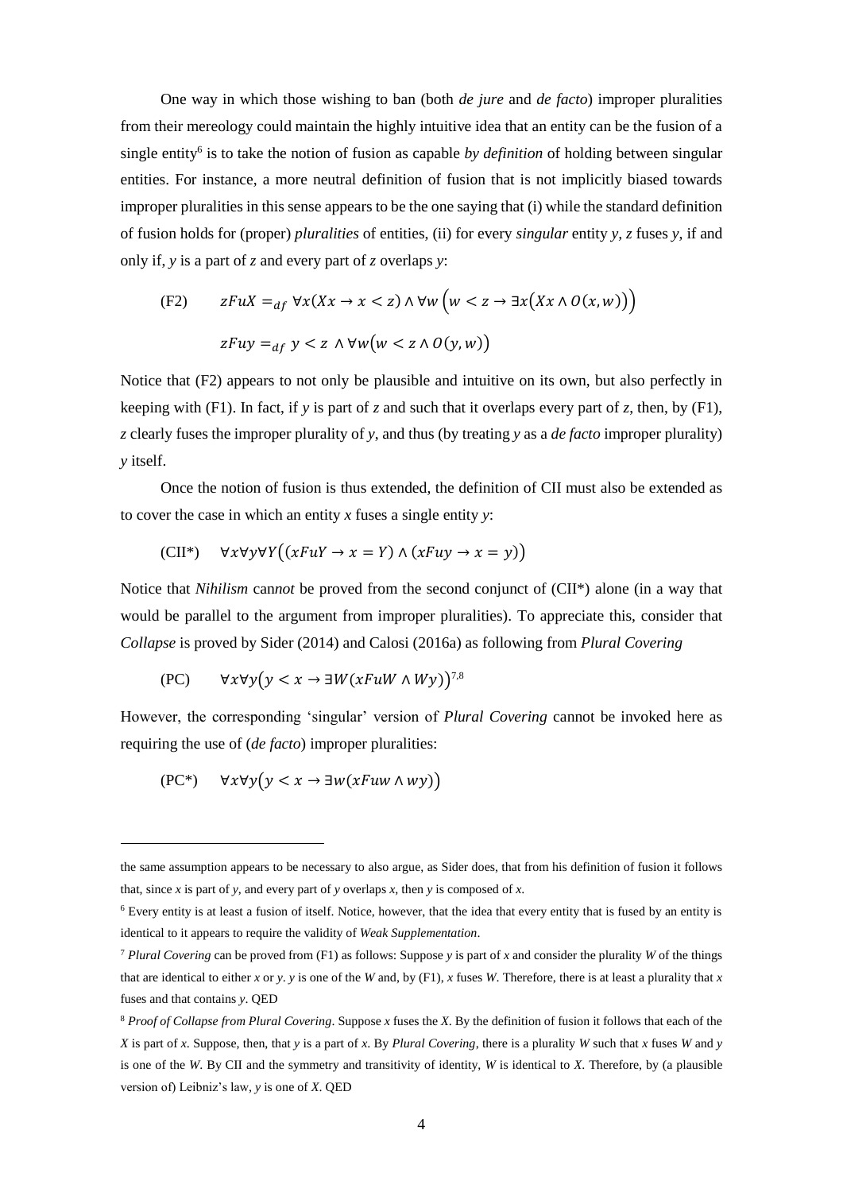One way in which those wishing to ban (both *de jure* and *de facto*) improper pluralities from their mereology could maintain the highly intuitive idea that an entity can be the fusion of a single entity[6] is to take the notion of fusion as capable *by definition* of holding between singular entities. For instance, a more neutral definition of fusion that is not implicitly biased towards improper pluralities in this sense appears to be the one saying that (i) while the standard definition of fusion holds for (proper) *pluralities* of entities, (ii) for every *singular* entity *y*, *z* fuses *y*, if and only if, *y* is a part of *z* and every part of *z* overlaps *y*:

(F2) $$zFuX =_{df} \forall x(Xx \to x < z) \wedge \forall w\Big(w < z \to \exists x\big(Xx \wedge O(x,w)\big)\Big)$$

$$zFuy =_{df} y < z \wedge \forall w\big(w < z \wedge O(y,w)\big)$$

Notice that (F2) appears to not only be plausible and intuitive on its own, but also perfectly in keeping with (F1). In fact, if *y* is part of *z* and such that it overlaps every part of *z*, then, by (F1), *z* clearly fuses the improper plurality of *y*, and thus (by treating *y* as a *de facto* improper plurality) *y* itself.

Once the notion of fusion is thus extended, the definition of CII must also be extended as to cover the case in which an entity *x* fuses a single entity *y*:

(CII*) $$\forall x \forall y \forall Y\big((xFuY \to x = Y) \wedge (xFuy \to x = y)\big)$$

Notice that *Nihilism* can*not* be proved from the second conjunct of (CII*) alone (in a way that would be parallel to the argument from improper pluralities). To appreciate this, consider that *Collapse* is proved by Sider (2014) and Calosi (2016a) as following from *Plural Covering*

(PC) $$\forall x \forall y\big(y < x \to \exists W(xFuW \wedge Wy)\big)$$ [7,8]

However, the corresponding 'singular' version of *Plural Covering* cannot be invoked here as requiring the use of (*de facto*) improper pluralities:

(PC*) $$\forall x \forall y\big(y < x \to \exists w(xFuw \wedge wy)\big)$$

---

the same assumption appears to be necessary to also argue, as Sider does, that from his definition of fusion it follows that, since *x* is part of *y*, and every part of *y* overlaps *x*, then *y* is composed of *x*.

[6] Every entity is at least a fusion of itself. Notice, however, that the idea that every entity that is fused by an entity is identical to it appears to require the validity of *Weak Supplementation*.

[7] *Plural Covering* can be proved from (F1) as follows: Suppose *y* is part of *x* and consider the plurality *W* of the things that are identical to either *x* or *y*. *y* is one of the *W* and, by (F1), *x* fuses *W*. Therefore, there is at least a plurality that *x* fuses and that contains *y*. QED

[8] *Proof of Collapse from Plural Covering*. Suppose *x* fuses the *X*. By the definition of fusion it follows that each of the *X* is part of *x*. Suppose, then, that *y* is a part of *x*. By *Plural Covering*, there is a plurality *W* such that *x* fuses *W* and *y* is one of the *W*. By CII and the symmetry and transitivity of identity, *W* is identical to *X*. Therefore, by (a plausible version of) Leibniz's law, *y* is one of *X*. QED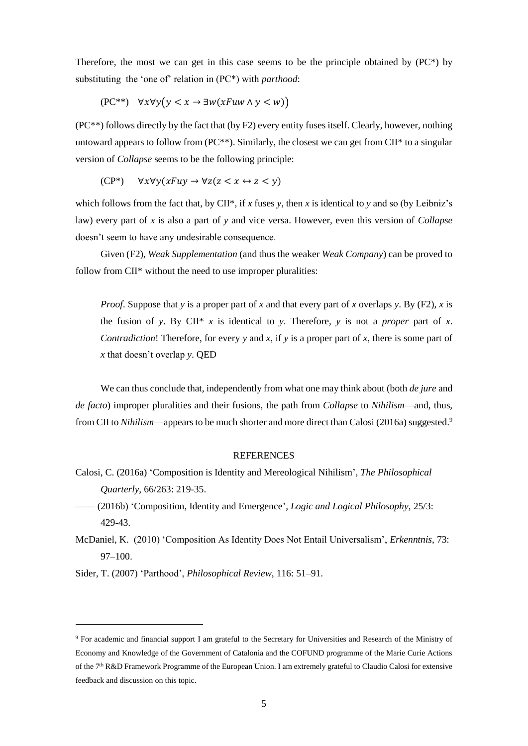Therefore, the most we can get in this case seems to be the principle obtained by (PC*) by substituting the 'one of' relation in (PC*) with *parthood*:

$$\text{(PC**)} \quad \forall x \forall y\big(y < x \rightarrow \exists w(xFuw \wedge y < w)\big)$$

(PC**) follows directly by the fact that (by F2) every entity fuses itself. Clearly, however, nothing untoward appears to follow from (PC**). Similarly, the closest we can get from CII* to a singular version of *Collapse* seems to be the following principle:

$$\text{(CP*)} \quad \forall x \forall y(xFuy \rightarrow \forall z(z < x \leftrightarrow z < y)$$

which follows from the fact that, by CII*, if *x* fuses *y*, then *x* is identical to *y* and so (by Leibniz's law) every part of *x* is also a part of *y* and vice versa. However, even this version of *Collapse* doesn't seem to have any undesirable consequence.

Given (F2), *Weak Supplementation* (and thus the weaker *Weak Company*) can be proved to follow from CII* without the need to use improper pluralities:

> *Proof*. Suppose that *y* is a proper part of *x* and that every part of *x* overlaps *y*. By (F2), *x* is the fusion of *y*. By CII* *x* is identical to *y*. Therefore, *y* is not a *proper* part of *x*. *Contradiction*! Therefore, for every *y* and *x*, if *y* is a proper part of *x*, there is some part of *x* that doesn't overlap *y*. QED

We can thus conclude that, independently from what one may think about (both *de jure* and *de facto*) improper pluralities and their fusions, the path from *Collapse* to *Nihilism*—and, thus, from CII to *Nihilism*—appears to be much shorter and more direct than Calosi (2016a) suggested.[9]

## REFERENCES

Calosi, C. (2016a) 'Composition is Identity and Mereological Nihilism', *The Philosophical Quarterly*, 66/263: 219-35.

—— (2016b) 'Composition, Identity and Emergence', *Logic and Logical Philosophy*, 25/3: 429-43.

McDaniel, K. (2010) 'Composition As Identity Does Not Entail Universalism', *Erkenntnis*, 73: 97–100.

Sider, T. (2007) 'Parthood', *Philosophical Review*, 116: 51–91.

---

[9] For academic and financial support I am grateful to the Secretary for Universities and Research of the Ministry of Economy and Knowledge of the Government of Catalonia and the COFUND programme of the Marie Curie Actions of the 7th R&D Framework Programme of the European Union. I am extremely grateful to Claudio Calosi for extensive feedback and discussion on this topic.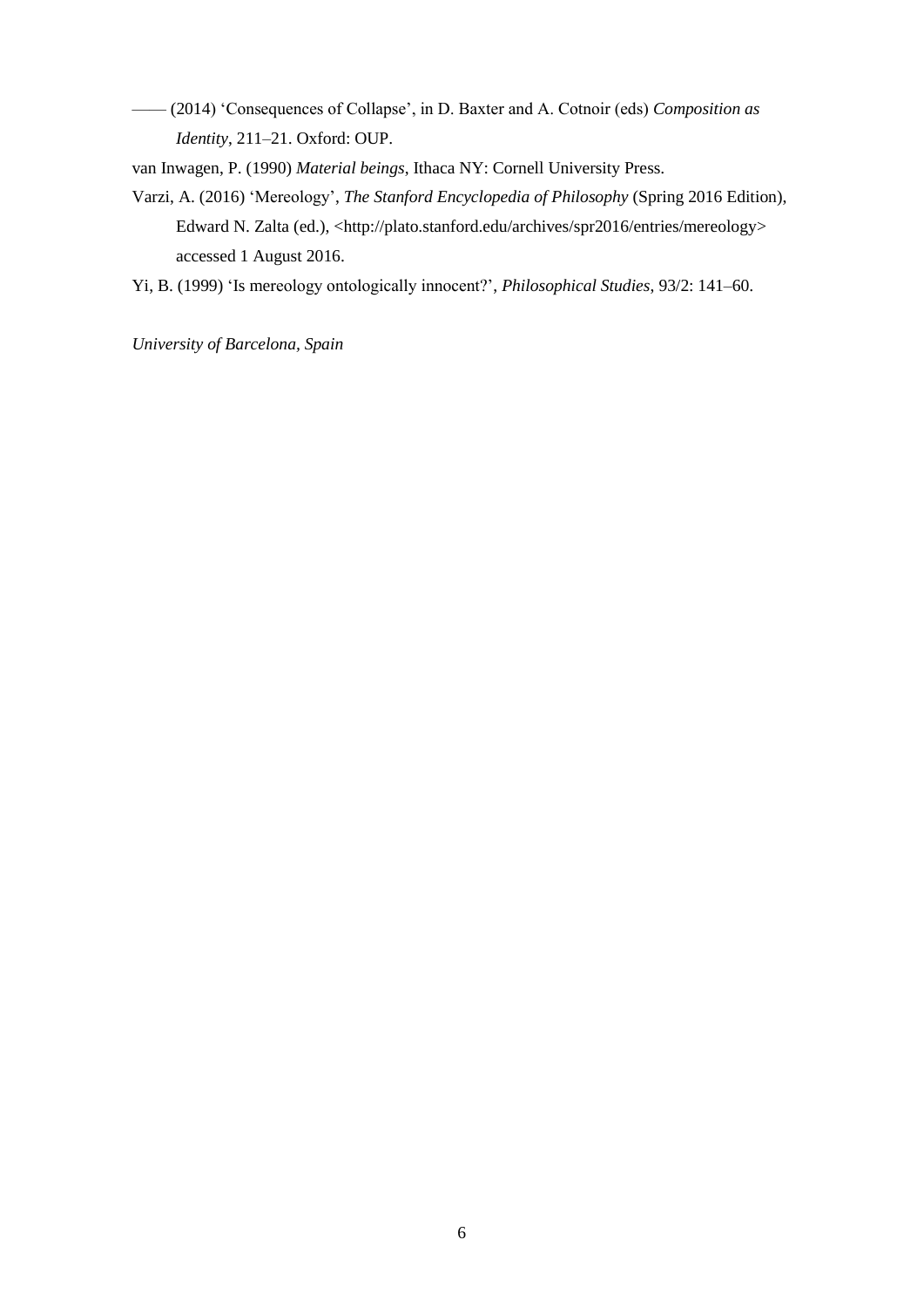—— (2014) ‘Consequences of Collapse’, in D. Baxter and A. Cotnoir (eds) *Composition as Identity*, 211–21. Oxford: OUP.

van Inwagen, P. (1990) *Material beings*, Ithaca NY: Cornell University Press.

Varzi, A. (2016) ‘Mereology’, *The Stanford Encyclopedia of Philosophy* (Spring 2016 Edition), Edward N. Zalta (ed.), <http://plato.stanford.edu/archives/spr2016/entries/mereology> accessed 1 August 2016.

Yi, B. (1999) ‘Is mereology ontologically innocent?’, *Philosophical Studies*, 93/2: 141–60.

*University of Barcelona, Spain*